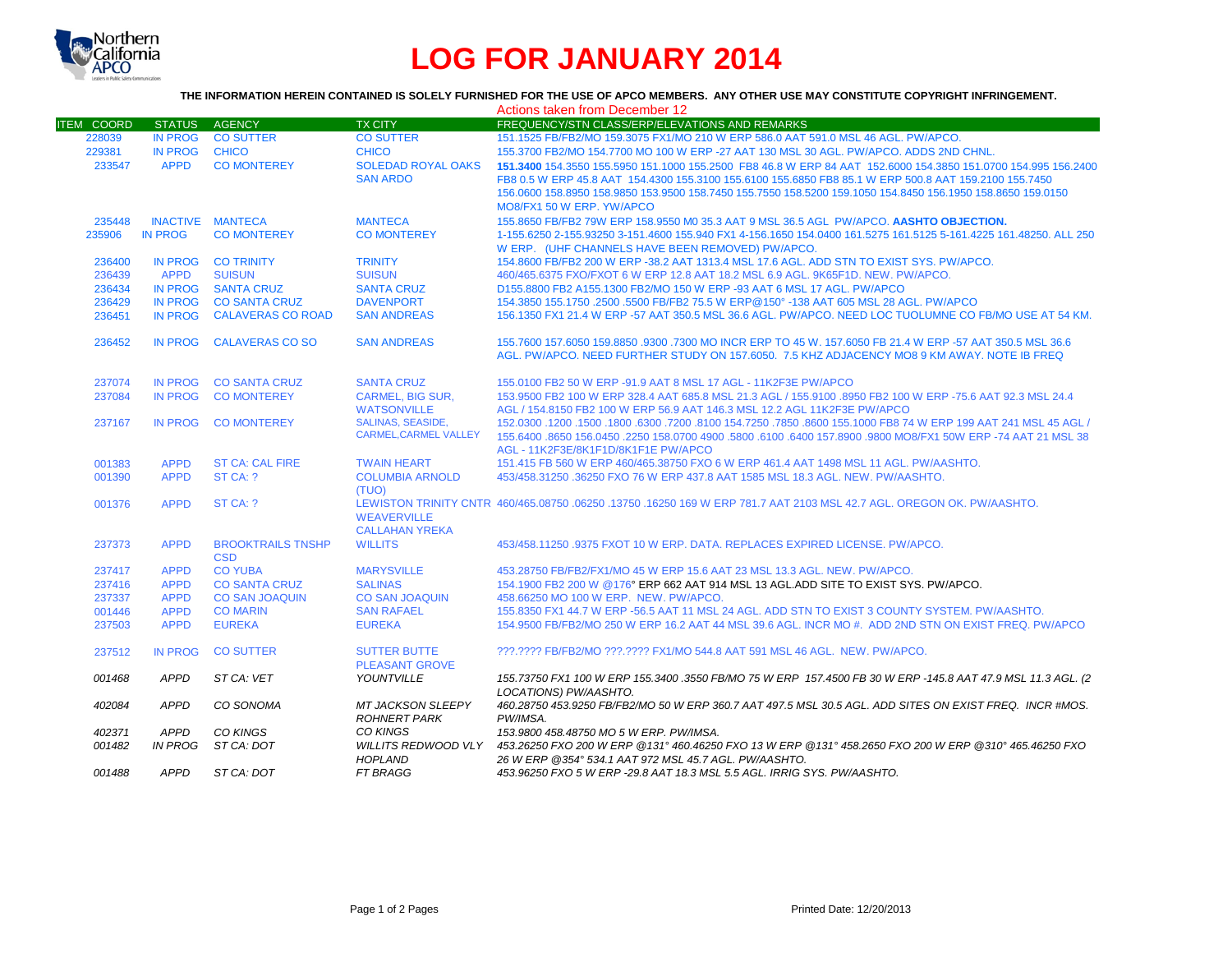Northern California APCO

# LOG FOR JANUARY 2014

**THE INFORMATION HEREIN CONTAINED IS SOLELY FURNISHED FOR THE USE OF APCO MEMBERS. ANY OTHER USE MAY CONSTITUTE COPYRIGHT INFRINGEMENT.**

Actions taken from December 12

| ITEM COORD | STATUS | AGENCY | TX CITY | FREQUENCY/STN CLASS/ERP/ELEVATIONS AND REMARKS |
|---|---|---|---|---|
| 228039 | IN PROG | CO SUTTER | CO SUTTER | 151.1525 FB/FB2/MO 159.3075 FX1/MO 210 W ERP 586.0 AAT 591.0 MSL 46 AGL. PW/APCO. |
| 229381 | IN PROG | CHICO | CHICO | 155.3700 FB2/MO 154.7700 MO 100 W ERP -27 AAT 130 MSL 30 AGL. PW/APCO. ADDS 2ND CHNL. |
| 233547 | APPD | CO MONTEREY | SOLEDAD ROYAL OAKS SAN ARDO | **151.3400** 154.3550 155.5950 151.1000 155.2500 FB8 46.8 W ERP 84 AAT 152.6000 154.3850 151.0700 154.995 156.2400 FB8 0.5 W ERP 45.8 AAT 154.4300 155.3100 155.6100 155.6850 FB8 85.1 W ERP 500.8 AAT 159.2100 155.7450 156.0600 158.8950 158.9850 153.9500 158.7450 155.7550 158.5200 159.1050 154.8450 156.1950 158.8650 159.0150 MO8/FX1 50 W ERP. YW/APCO |
| 235448 | INACTIVE | MANTECA | MANTECA | 155.8650 FB/FB2 79W ERP 158.9550 M0 35.3 AAT 9 MSL 36.5 AGL PW/APCO. **AASHTO OBJECTION.** |
| 235906 | IN PROG | CO MONTEREY | CO MONTEREY | 1-155.6250 2-155.93250 3-151.4600 155.940 FX1 4-156.1650 154.0400 161.5275 161.5125 5-161.4225 161.48250. ALL 250 W ERP. (UHF CHANNELS HAVE BEEN REMOVED) PW/APCO. |
| 236400 | IN PROG | CO TRINITY | TRINITY | 154.8600 FB/FB2 200 W ERP -38.2 AAT 1313.4 MSL 17.6 AGL. ADD STN TO EXIST SYS. PW/APCO. |
| 236439 | APPD | SUISUN | SUISUN | 460/465.6375 FXO/FXOT 6 W ERP 12.8 AAT 18.2 MSL 6.9 AGL. 9K65F1D. NEW. PW/APCO. |
| 236434 | IN PROG | SANTA CRUZ | SANTA CRUZ | D155.8800 FB2 A155.1300 FB2/MO 150 W ERP -93 AAT 6 MSL 17 AGL. PW/APCO |
| 236429 | IN PROG | CO SANTA CRUZ | DAVENPORT | 154.3850 155.1750 .2500 .5500 FB/FB2 75.5 W ERP@150° -138 AAT 605 MSL 28 AGL. PW/APCO |
| 236451 | IN PROG | CALAVERAS CO ROAD | SAN ANDREAS | 156.1350 FX1 21.4 W ERP -57 AAT 350.5 MSL 36.6 AGL. PW/APCO. NEED LOC TUOLUMNE CO FB/MO USE AT 54 KM. |
| 236452 | IN PROG | CALAVERAS CO SO | SAN ANDREAS | 155.7600 157.6050 159.8850 .9300 .7300 MO INCR ERP TO 45 W. 157.6050 FB 21.4 W ERP -57 AAT 350.5 MSL 36.6 AGL. PW/APCO. NEED FURTHER STUDY ON 157.6050. 7.5 KHZ ADJACENCY MO8 9 KM AWAY. NOTE IB FREQ |
| 237074 | IN PROG | CO SANTA CRUZ | SANTA CRUZ | 155.0100 FB2 50 W ERP -91.9 AAT 8 MSL 17 AGL - 11K2F3E PW/APCO |
| 237084 | IN PROG | CO MONTEREY | CARMEL, BIG SUR, WATSONVILLE | 153.9500 FB2 100 W ERP 328.4 AAT 685.8 MSL 21.3 AGL / 155.9100 .8950 FB2 100 W ERP -75.6 AAT 92.3 MSL 24.4 AGL / 154.8150 FB2 100 W ERP 56.9 AAT 146.3 MSL 12.2 AGL 11K2F3E PW/APCO |
| 237167 | IN PROG | CO MONTEREY | SALINAS, SEASIDE, CARMEL,CARMEL VALLEY | 152.0300 .1200 .1500 .1800 .6300 .7200 .8100 154.7250 .7850 .8600 155.1000 FB8 74 W ERP 199 AAT 241 MSL 45 AGL / 155.6400 .8650 156.0450 .2250 158.0700 4900 .5800 .6100 .6400 157.8900 .9800 MO8/FX1 50W ERP -74 AAT 21 MSL 38 AGL - 11K2F3E/8K1F1D/8K1F1E PW/APCO |
| 001383 | APPD | ST CA: CAL FIRE | TWAIN HEART | 151.415 FB 560 W ERP 460/465.38750 FXO 6 W ERP 461.4 AAT 1498 MSL 11 AGL. PW/AASHTO. |
| 001390 | APPD | ST CA: ? | COLUMBIA ARNOLD (TUO) | 453/458.31250 .36250 FXO 76 W ERP 437.8 AAT 1585 MSL 18.3 AGL. NEW. PW/AASHTO. |
| 001376 | APPD | ST CA: ? | LEWISTON TRINITY CNTR WEAVERVILLE CALLAHAN YREKA | 460/465.08750 .06250 .13750 .16250 169 W ERP 781.7 AAT 2103 MSL 42.7 AGL. OREGON OK. PW/AASHTO. |
| 237373 | APPD | BROOKTRAILS TNSHP CSD | WILLITS | 453/458.11250 .9375 FXOT 10 W ERP. DATA. REPLACES EXPIRED LICENSE. PW/APCO. |
| 237417 | APPD | CO YUBA | MARYSVILLE | 453.28750 FB/FB2/FX1/MO 45 W ERP 15.6 AAT 23 MSL 13.3 AGL. NEW. PW/APCO. |
| 237416 | APPD | CO SANTA CRUZ | SALINAS | 154.1900 FB2 200 W @176° ERP 662 AAT 914 MSL 13 AGL.ADD SITE TO EXIST SYS. PW/APCO. |
| 237337 | APPD | CO SAN JOAQUIN | CO SAN JOAQUIN | 458.66250 MO 100 W ERP. NEW. PW/APCO. |
| 001446 | APPD | CO MARIN | SAN RAFAEL | 155.8350 FX1 44.7 W ERP -56.5 AAT 11 MSL 24 AGL. ADD STN TO EXIST 3 COUNTY SYSTEM. PW/AASHTO. |
| 237503 | APPD | EUREKA | EUREKA | 154.9500 FB/FB2/MO 250 W ERP 16.2 AAT 44 MSL 39.6 AGL. INCR MO #. ADD 2ND STN ON EXIST FREQ. PW/APCO |
| 237512 | IN PROG | CO SUTTER | SUTTER BUTTE PLEASANT GROVE | ???.???? FB/FB2/MO ???.???? FX1/MO 544.8 AAT 591 MSL 46 AGL. NEW. PW/APCO. |
| *001468* | *APPD* | *ST CA: VET* | *YOUNTVILLE* | *155.73750 FX1 100 W ERP 155.3400 .3550 FB/MO 75 W ERP 157.4500 FB 30 W ERP -145.8 AAT 47.9 MSL 11.3 AGL. (2 LOCATIONS) PW/AASHTO.* |
| *402084* | *APPD* | *CO SONOMA* | *MT JACKSON SLEEPY ROHNERT PARK* | *460.28750 453.9250 FB/FB2/MO 50 W ERP 360.7 AAT 497.5 MSL 30.5 AGL. ADD SITES ON EXIST FREQ. INCR #MOS. PW/IMSA.* |
| *402371* | *APPD* | *CO KINGS* | *CO KINGS* | *153.9800 458.48750 MO 5 W ERP. PW/IMSA.* |
| *001482* | *IN PROG* | *ST CA: DOT* | *WILLITS REDWOOD VLY HOPLAND* | *453.26250 FXO 200 W ERP @131° 460.46250 FXO 13 W ERP @131° 458.2650 FXO 200 W ERP @310° 465.46250 FXO 26 W ERP @354° 534.1 AAT 972 MSL 45.7 AGL. PW/AASHTO.* |
| *001488* | *APPD* | *ST CA: DOT* | *FT BRAGG* | *453.96250 FXO 5 W ERP -29.8 AAT 18.3 MSL 5.5 AGL. IRRIG SYS. PW/AASHTO.* |

Printed Date: 12/20/2013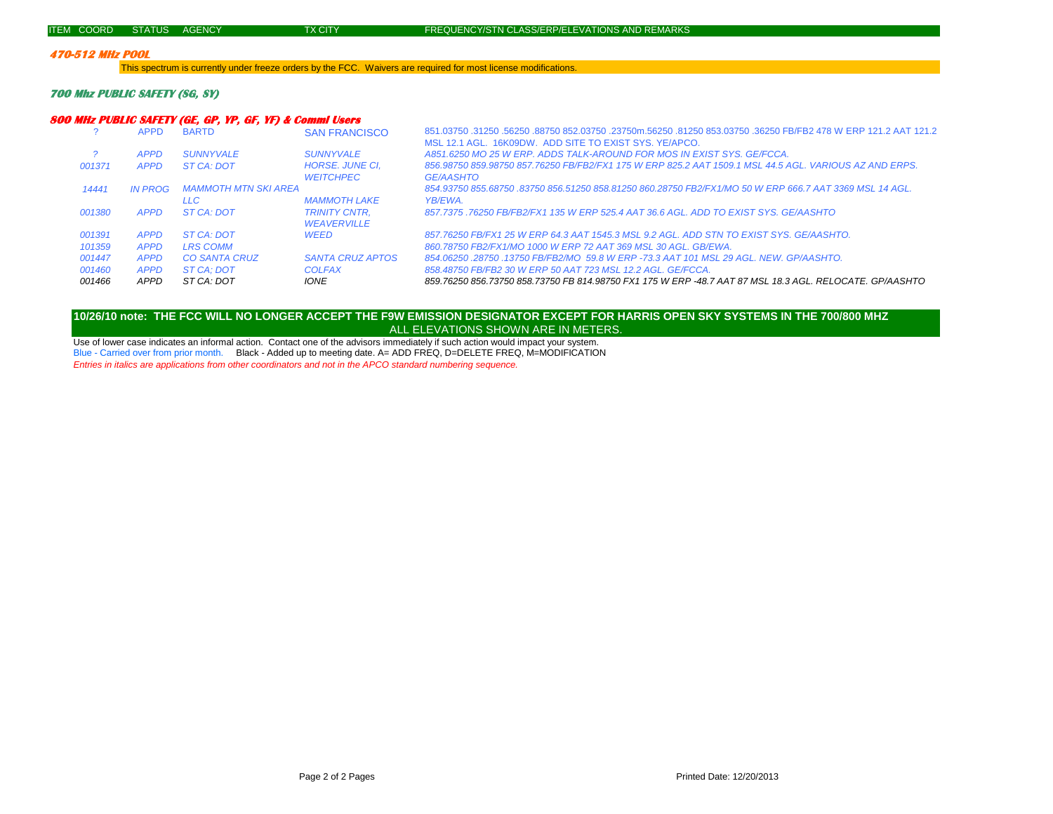| ITEM | COORD | STATUS | AGENCY | TX CITY | FREQUENCY/STN CLASS/ERP/ELEVATIONS AND REMARKS |
|---|---|---|---|---|---|

***470-512 MHz POOL***

This spectrum is currently under freeze orders by the FCC. Waivers are required for most license modifications.

***700 Mhz PUBLIC SAFETY (SG, SY)***

***800 MHz PUBLIC SAFETY (GE, GP, YP, GF, YF) & Comml Users***

| ITEM | COORD | STATUS | AGENCY | TX CITY | FREQUENCY/STN CLASS/ERP/ELEVATIONS AND REMARKS |
|---|---|---|---|---|---|
| | ? | APPD | BARTD | SAN FRANCISCO | 851.03750 .31250 .56250 .88750 852.03750 .23750m.56250 .81250 853.03750 .36250 FB/FB2 478 W ERP 121.2 AAT 121.2 MSL 12.1 AGL. 16K09DW. ADD SITE TO EXIST SYS. YE/APCO. |
| | *?* | *APPD* | *SUNNYVALE* | *SUNNYVALE* | *A851.6250 MO 25 W ERP. ADDS TALK-AROUND FOR MOS IN EXIST SYS. GE/FCCA.* |
| | *001371* | *APPD* | *ST CA: DOT* | *HORSE. JUNE CI, WEITCHPEC* | *856.98750 859.98750 857.76250 FB/FB2/FX1 175 W ERP 825.2 AAT 1509.1 MSL 44.5 AGL. VARIOUS AZ AND ERPS. GE/AASHTO* |
| | *14441* | *IN PROG* | *MAMMOTH MTN SKI AREA LLC* | *MAMMOTH LAKE* | *854.93750 855.68750 .83750 856.51250 858.81250 860.28750 FB2/FX1/MO 50 W ERP 666.7 AAT 3369 MSL 14 AGL. YB/EWA.* |
| | *001380* | *APPD* | *ST CA: DOT* | *TRINITY CNTR, WEAVERVILLE* | *857.7375 .76250 FB/FB2/FX1 135 W ERP 525.4 AAT 36.6 AGL. ADD TO EXIST SYS. GE/AASHTO* |
| | *001391* | *APPD* | *ST CA: DOT* | *WEED* | *857.76250 FB/FX1 25 W ERP 64.3 AAT 1545.3 MSL 9.2 AGL. ADD STN TO EXIST SYS. GE/AASHTO.* |
| | *101359* | *APPD* | *LRS COMM* | | *860.78750 FB2/FX1/MO 1000 W ERP 72 AAT 369 MSL 30 AGL. GB/EWA.* |
| | *001447* | *APPD* | *CO SANTA CRUZ* | *SANTA CRUZ APTOS* | *854.06250 .28750 .13750 FB/FB2/MO 59.8 W ERP -73.3 AAT 101 MSL 29 AGL. NEW. GP/AASHTO.* |
| | *001460* | *APPD* | *ST CA; DOT* | *COLFAX* | *858.48750 FB/FB2 30 W ERP 50 AAT 723 MSL 12.2 AGL. GE/FCCA.* |
| | *001466* | *APPD* | *ST CA: DOT* | *IONE* | *859.76250 856.73750 858.73750 FB 814.98750 FX1 175 W ERP -48.7 AAT 87 MSL 18.3 AGL. RELOCATE. GP/AASHTO* |

**10/26/10 note: THE FCC WILL NO LONGER ACCEPT THE F9W EMISSION DESIGNATOR EXCEPT FOR HARRIS OPEN SKY SYSTEMS IN THE 700/800 MHZ**

ALL ELEVATIONS SHOWN ARE IN METERS.

Use of lower case indicates an informal action. Contact one of the advisors immediately if such action would impact your system.

Blue - Carried over from prior month. Black - Added up to meeting date. A= ADD FREQ, D=DELETE FREQ, M=MODIFICATION

*Entries in italics are applications from other coordinators and not in the APCO standard numbering sequence.*

Printed Date: 12/20/2013